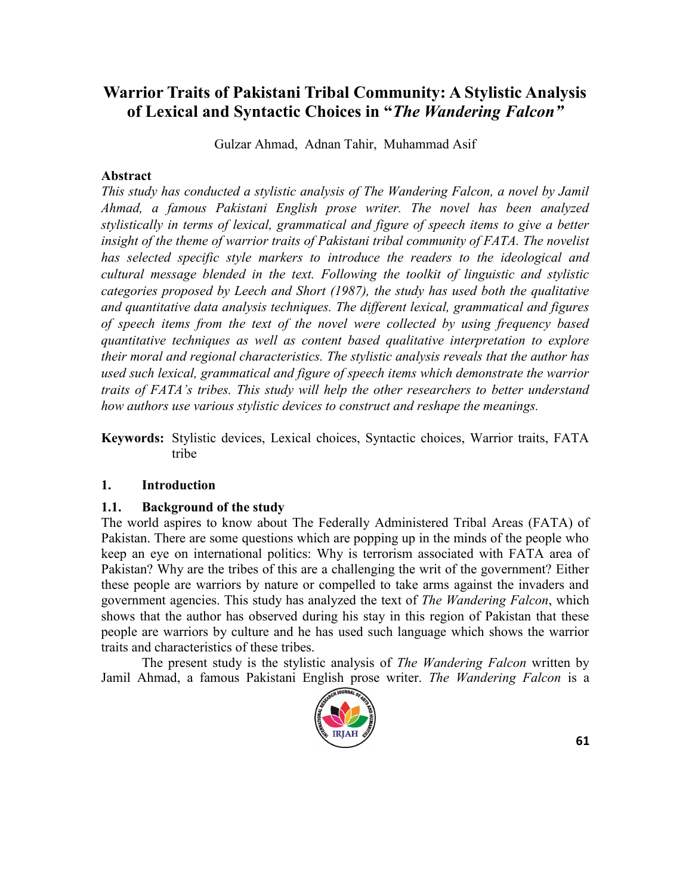# Warrior Traits of Pakistani Tribal Community: A Stylistic Analysis of Lexical and Syntactic Choices in "*The Wandering Falcon*"

Gulzar Ahmad, Adnan Tahir, Muhammad Asif

**Abstract**

*This study has conducted a stylistic analysis of The Wandering Falcon, a novel by Jamil Ahmad, a famous Pakistani English prose writer. The novel has been analyzed stylistically in terms of lexical, grammatical and figure of speech items to give a better insight of the theme of warrior traits of Pakistani tribal community of FATA. The novelist has selected specific style markers to introduce the readers to the ideological and cultural message blended in the text. Following the toolkit of linguistic and stylistic categories proposed by Leech and Short (1987), the study has used both the qualitative and quantitative data analysis techniques. The different lexical, grammatical and figures of speech items from the text of the novel were collected by using frequency based quantitative techniques as well as content based qualitative interpretation to explore their moral and regional characteristics. The stylistic analysis reveals that the author has used such lexical, grammatical and figure of speech items which demonstrate the warrior traits of FATA's tribes. This study will help the other researchers to better understand how authors use various stylistic devices to construct and reshape the meanings.*

**Keywords:** Stylistic devices, Lexical choices, Syntactic choices, Warrior traits, FATA tribe

## 1. Introduction

### 1.1. Background of the study

The world aspires to know about The Federally Administered Tribal Areas (FATA) of Pakistan. There are some questions which are popping up in the minds of the people who keep an eye on international politics: Why is terrorism associated with FATA area of Pakistan? Why are the tribes of this are a challenging the writ of the government? Either these people are warriors by nature or compelled to take arms against the invaders and government agencies. This study has analyzed the text of *The Wandering Falcon*, which shows that the author has observed during his stay in this region of Pakistan that these people are warriors by culture and he has used such language which shows the warrior traits and characteristics of these tribes.

The present study is the stylistic analysis of *The Wandering Falcon* written by Jamil Ahmad, a famous Pakistani English prose writer. *The Wandering Falcon* is a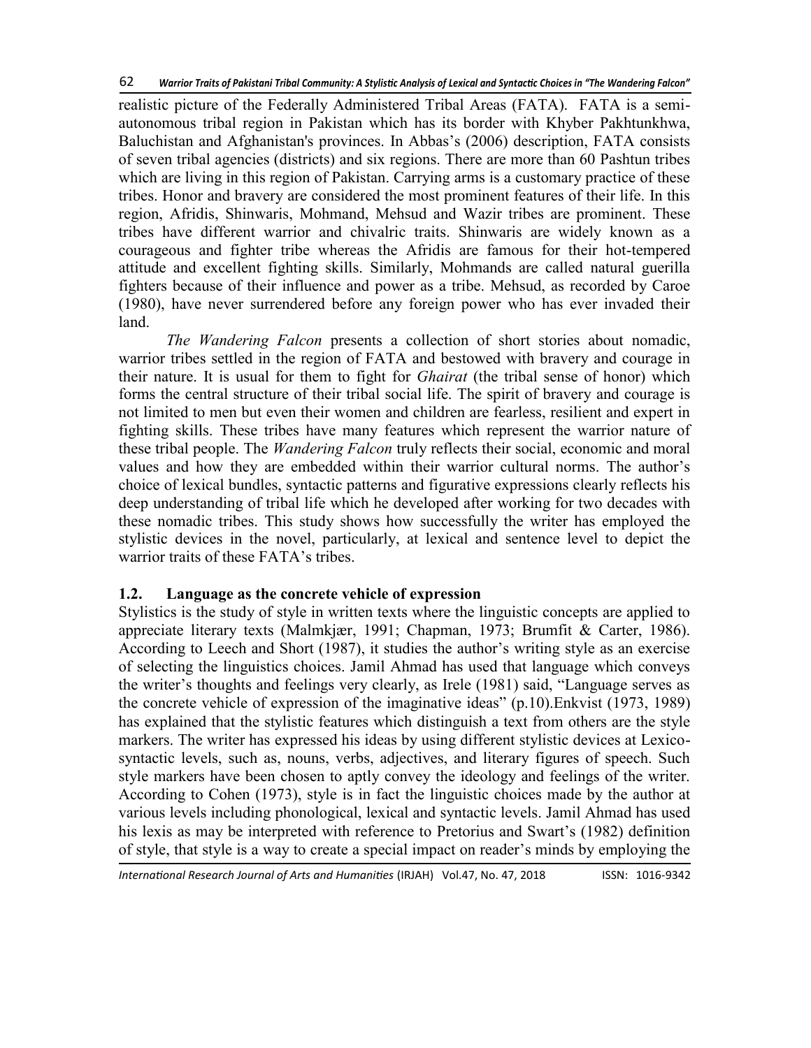realistic picture of the Federally Administered Tribal Areas (FATA). FATA is a semi-autonomous tribal region in Pakistan which has its border with Khyber Pakhtunkhwa, Baluchistan and Afghanistan's provinces. In Abbas's (2006) description, FATA consists of seven tribal agencies (districts) and six regions. There are more than 60 Pashtun tribes which are living in this region of Pakistan. Carrying arms is a customary practice of these tribes. Honor and bravery are considered the most prominent features of their life. In this region, Afridis, Shinwaris, Mohmand, Mehsud and Wazir tribes are prominent. These tribes have different warrior and chivalric traits. Shinwaris are widely known as a courageous and fighter tribe whereas the Afridis are famous for their hot-tempered attitude and excellent fighting skills. Similarly, Mohmands are called natural guerilla fighters because of their influence and power as a tribe. Mehsud, as recorded by Caroe (1980), have never surrendered before any foreign power who has ever invaded their land.

*The Wandering Falcon* presents a collection of short stories about nomadic, warrior tribes settled in the region of FATA and bestowed with bravery and courage in their nature. It is usual for them to fight for *Ghairat* (the tribal sense of honor) which forms the central structure of their tribal social life. The spirit of bravery and courage is not limited to men but even their women and children are fearless, resilient and expert in fighting skills. These tribes have many features which represent the warrior nature of these tribal people. The *Wandering Falcon* truly reflects their social, economic and moral values and how they are embedded within their warrior cultural norms. The author's choice of lexical bundles, syntactic patterns and figurative expressions clearly reflects his deep understanding of tribal life which he developed after working for two decades with these nomadic tribes. This study shows how successfully the writer has employed the stylistic devices in the novel, particularly, at lexical and sentence level to depict the warrior traits of these FATA's tribes.

### 1.2. Language as the concrete vehicle of expression

Stylistics is the study of style in written texts where the linguistic concepts are applied to appreciate literary texts (Malmkjær, 1991; Chapman, 1973; Brumfit & Carter, 1986). According to Leech and Short (1987), it studies the author's writing style as an exercise of selecting the linguistics choices. Jamil Ahmad has used that language which conveys the writer's thoughts and feelings very clearly, as Irele (1981) said, "Language serves as the concrete vehicle of expression of the imaginative ideas" (p.10).Enkvist (1973, 1989) has explained that the stylistic features which distinguish a text from others are the style markers. The writer has expressed his ideas by using different stylistic devices at Lexico-syntactic levels, such as, nouns, verbs, adjectives, and literary figures of speech. Such style markers have been chosen to aptly convey the ideology and feelings of the writer. According to Cohen (1973), style is in fact the linguistic choices made by the author at various levels including phonological, lexical and syntactic levels. Jamil Ahmad has used his lexis as may be interpreted with reference to Pretorius and Swart's (1982) definition of style, that style is a way to create a special impact on reader's minds by employing the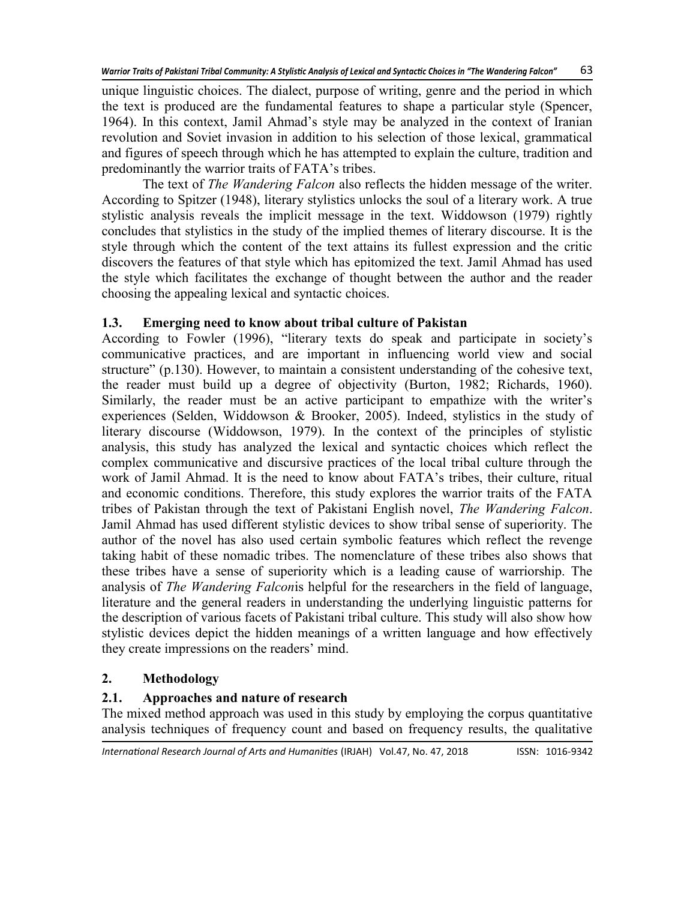unique linguistic choices. The dialect, purpose of writing, genre and the period in which the text is produced are the fundamental features to shape a particular style (Spencer, 1964). In this context, Jamil Ahmad's style may be analyzed in the context of Iranian revolution and Soviet invasion in addition to his selection of those lexical, grammatical and figures of speech through which he has attempted to explain the culture, tradition and predominantly the warrior traits of FATA's tribes.

The text of *The Wandering Falcon* also reflects the hidden message of the writer. According to Spitzer (1948), literary stylistics unlocks the soul of a literary work. A true stylistic analysis reveals the implicit message in the text. Widdowson (1979) rightly concludes that stylistics in the study of the implied themes of literary discourse. It is the style through which the content of the text attains its fullest expression and the critic discovers the features of that style which has epitomized the text. Jamil Ahmad has used the style which facilitates the exchange of thought between the author and the reader choosing the appealing lexical and syntactic choices.

### 1.3. Emerging need to know about tribal culture of Pakistan

According to Fowler (1996), "literary texts do speak and participate in society's communicative practices, and are important in influencing world view and social structure" (p.130). However, to maintain a consistent understanding of the cohesive text, the reader must build up a degree of objectivity (Burton, 1982; Richards, 1960). Similarly, the reader must be an active participant to empathize with the writer's experiences (Selden, Widdowson & Brooker, 2005). Indeed, stylistics in the study of literary discourse (Widdowson, 1979). In the context of the principles of stylistic analysis, this study has analyzed the lexical and syntactic choices which reflect the complex communicative and discursive practices of the local tribal culture through the work of Jamil Ahmad. It is the need to know about FATA's tribes, their culture, ritual and economic conditions. Therefore, this study explores the warrior traits of the FATA tribes of Pakistan through the text of Pakistani English novel, *The Wandering Falcon*. Jamil Ahmad has used different stylistic devices to show tribal sense of superiority. The author of the novel has also used certain symbolic features which reflect the revenge taking habit of these nomadic tribes. The nomenclature of these tribes also shows that these tribes have a sense of superiority which is a leading cause of warriorship. The analysis of *The Wandering Falcon*is helpful for the researchers in the field of language, literature and the general readersin understanding the underlying linguistic patterns for the description of various facets of Pakistani tribal culture. This study will also show how stylistic devices depict the hidden meanings of a written language and how effectively they create impressions on the readers' mind.

## 2. Methodology

### 2.1. Approaches and nature of research

The mixed method approach was used in this study by employing the corpus quantitative analysis techniques of frequency count and based on frequency results, the qualitative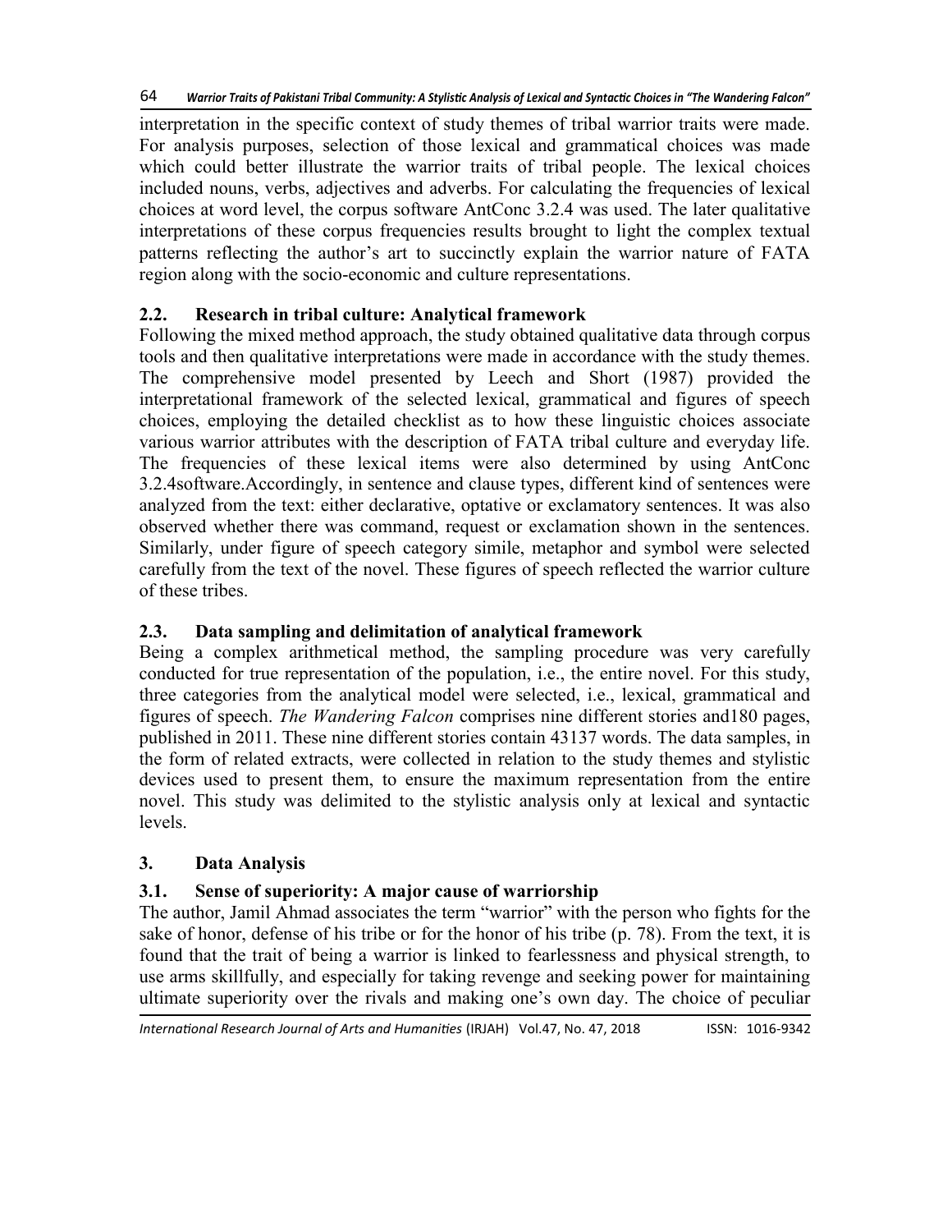interpretation in the specific context of study themes of tribal warrior traits were made. For analysis purposes, selection of those lexical and grammatical choices was made which could better illustrate the warrior traits of tribal people. The lexical choices included nouns, verbs, adjectives and adverbs. For calculating the frequencies of lexical choices at word level, the corpus software AntConc 3.2.4 was used. The later qualitative interpretations of these corpus frequencies results brought to light the complex textual patterns reflecting the author's art to succinctly explain the warrior nature of FATA region along with the socio-economic and culture representations.

## 2.2. Research in tribal culture: Analytical framework

Following the mixed method approach, the study obtained qualitative data through corpus tools and then qualitative interpretations were made in accordance with the study themes. The comprehensive model presented by Leech and Short (1987) provided the interpretational framework of the selected lexical, grammatical and figures of speech choices, employing the detailed checklist as to how these linguistic choices associate various warrior attributes with the description of FATA tribal culture and everyday life. The frequencies of these lexical items were also determined by using AntConc 3.2.4software.Accordingly, in sentence and clause types, different kind of sentences were analyzed from the text: either declarative, optative or exclamatory sentences. It was also observed whether there was command, request or exclamation shown in the sentences. Similarly, under figure of speech category simile, metaphor and symbol were selected carefully from the text of the novel. These figures of speech reflected the warrior culture of these tribes.

## 2.3. Data sampling and delimitation of analytical framework

Being a complex arithmetical method, the sampling procedure was very carefully conducted for true representation of the population, i.e., the entire novel. For this study, three categories from the analytical model were selected, i.e., lexical, grammatical and figures of speech. *The Wandering Falcon* comprises nine different stories and180 pages, published in 2011. These nine different stories contain 43137 words. The data samples, in the form of related extracts, were collected in relation to the study themes and stylistic devices used to present them, to ensure the maximum representation from the entire novel. This study was delimited to the stylistic analysis only at lexical and syntactic levels.

# 3. Data Analysis

## 3.1. Sense of superiority: A major cause of warriorship

The author, Jamil Ahmad associates the term "warrior" with the person who fights for the sake of honor, defense of his tribe or for the honor of his tribe (p. 78). From the text, it is found that the trait of being a warrior is linked to fearlessness and physical strength, to use arms skillfully, and especially for taking revenge and seeking power for maintaining ultimate superiority over the rivals and making one's own day. The choice of peculiar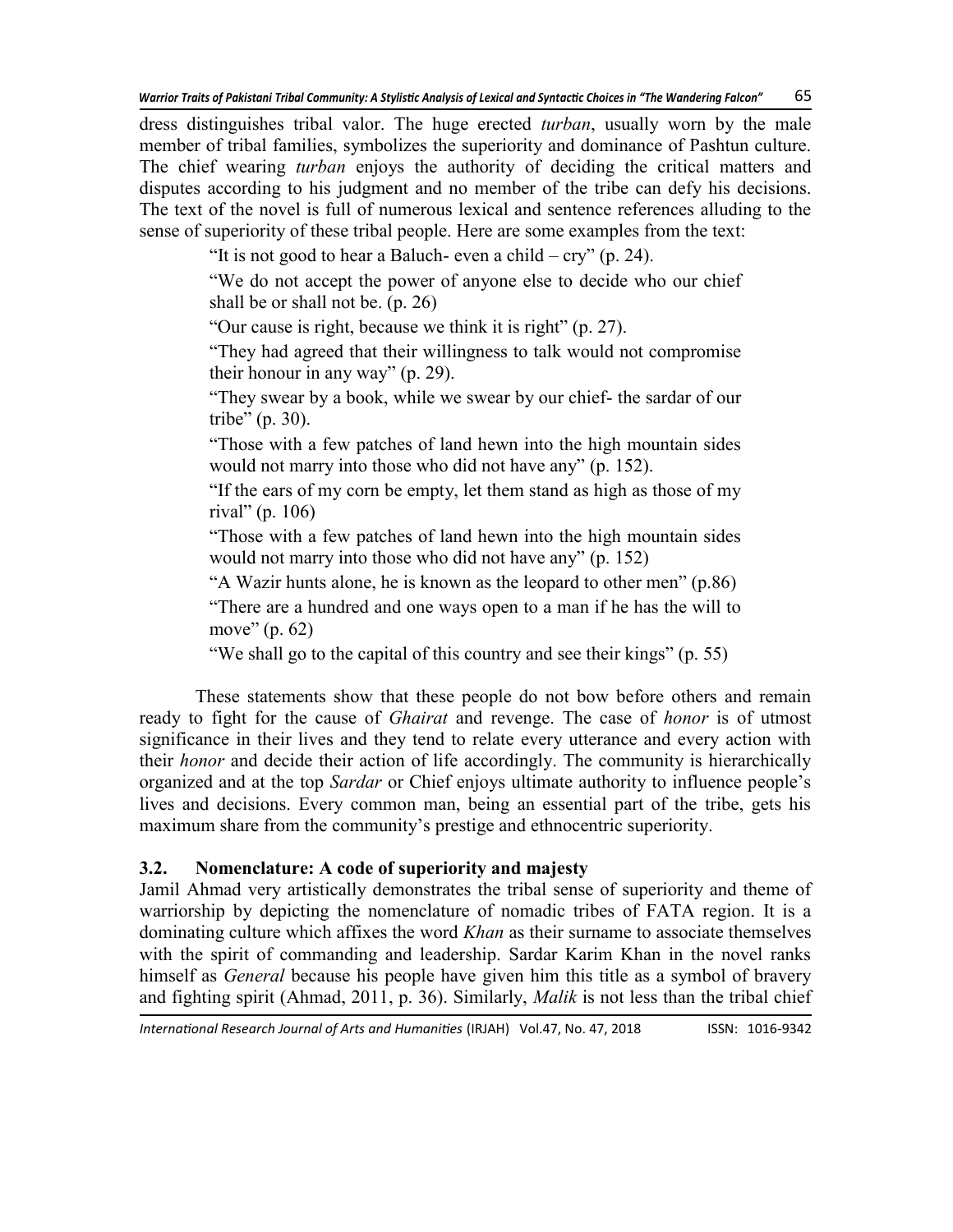dress distinguishes tribal valor. The huge erected *turban*, usually worn by the male member of tribal families, symbolizes the superiority and dominance of Pashtun culture. The chief wearing *turban* enjoys the authority of deciding the critical matters and disputes according to his judgment and no member of the tribe can defy his decisions. The text of the novel is full of numerous lexical and sentence references alluding to the sense of superiority of these tribal people. Here are some examples from the text:

> "It is not good to hear a Baluch- even a child – cry" (p. 24).
>
> "We do not accept the power of anyone else to decide who our chief shall be or shall not be. (p. 26)
>
> "Our cause is right, because we think it is right" (p. 27).
>
> "They had agreed that their willingness to talk would not compromise their honour in any way" (p. 29).
>
> "They swear by a book, while we swear by our chief- the sardar of our tribe" (p. 30).
>
> "Those with a few patches of land hewn into the high mountain sides would not marry into those who did not have any" (p. 152).
>
> "If the ears of my corn be empty, let them stand as high as those of my rival" (p. 106)
>
> "Those with a few patches of land hewn into the high mountain sides would not marry into those who did not have any" (p. 152)
>
> "A Wazir hunts alone, he is known as the leopard to other men" (p.86)
>
> "There are a hundred and one ways open to a man if he has the will to move" (p. 62)
>
> "We shall go to the capital of this country and see their kings" (p. 55)

These statements show that these people do not bow before others and remain ready to fight for the cause of *Ghairat* and revenge. The case of *honor* is of utmost significance in their lives and they tend to relate every utterance and every action with their *honor* and decide their action of life accordingly. The community is hierarchically organized and at the top *Sardar* or Chief enjoys ultimate authority to influence people's lives and decisions. Every common man, being an essential part of the tribe, gets his maximum share from the community's prestige and ethnocentric superiority.

## 3.2. Nomenclature: A code of superiority and majesty

Jamil Ahmad very artistically demonstrates the tribal sense of superiority and theme of warriorship by depicting the nomenclature of nomadic tribes of FATA region. It is a dominating culture which affixes the word *Khan* as their surname to associate themselves with the spirit of commanding and leadership. Sardar Karim Khan in the novel ranks himself as *General* because his people have given him this title as a symbol of bravery and fighting spirit (Ahmad, 2011, p. 36). Similarly, *Malik* is not less than the tribal chief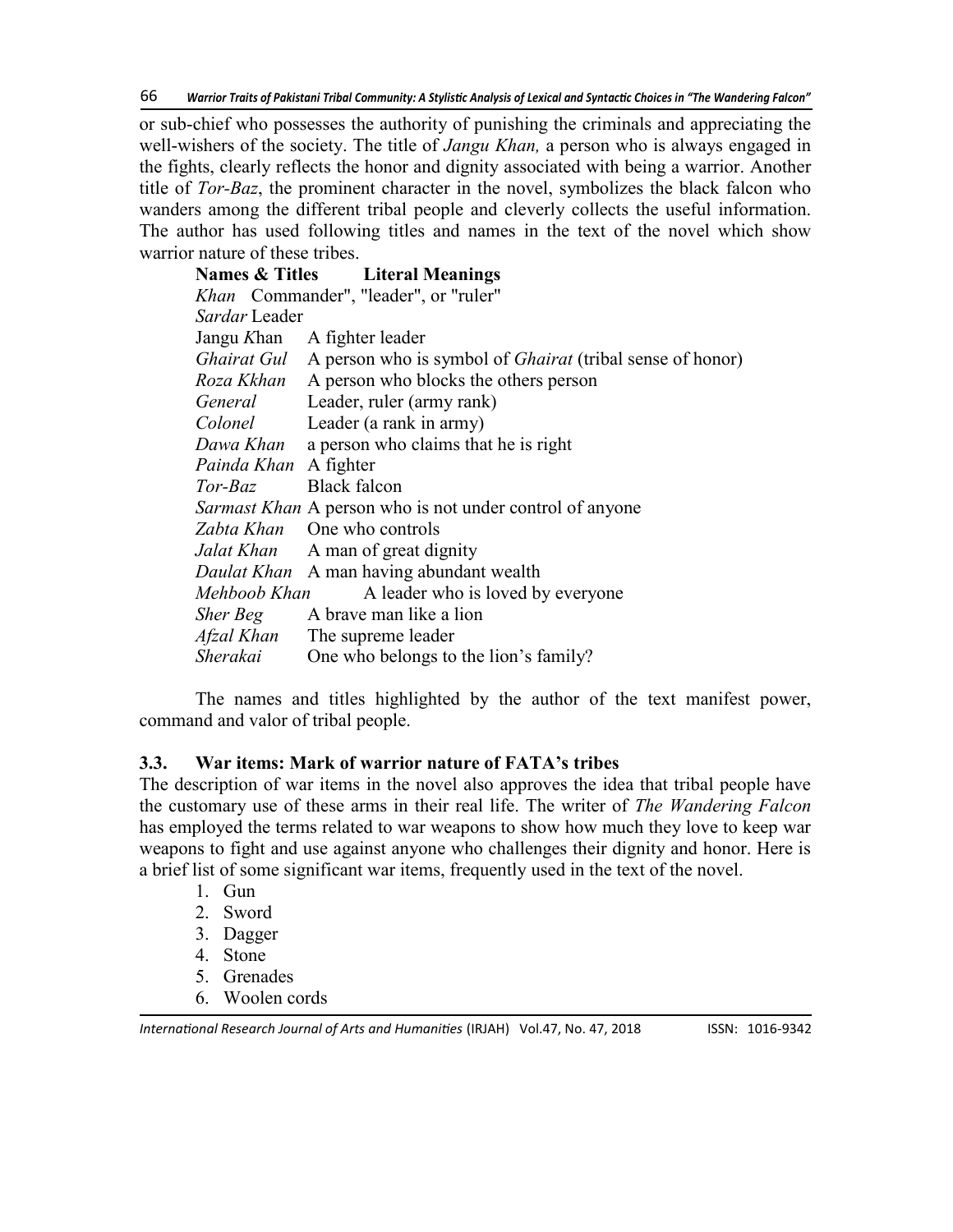or sub-chief who possesses the authority of punishing the criminals and appreciating the well-wishers of the society. The title of *Jangu Khan,* a person who is always engaged in the fights, clearly reflects the honor and dignity associated with being a warrior. Another title of *Tor-Baz*, the prominent character in the novel, symbolizes the black falcon who wanders among the different tribal people and cleverly collects the useful information. The author has used following titles and names in the text of the novel which show warrior nature of these tribes.

| **Names & Titles** | **Literal Meanings** |
|---|---|
| *Khan* | Commander", "leader", or "ruler" |
| *Sardar* | Leader |
| Jangu *K*han | A fighter leader |
| *Ghairat Gul* | A person who is symbol of *Ghairat* (tribal sense of honor) |
| *Roza Kkhan* | A person who blocks the others person |
| *General* | Leader, ruler (army rank) |
| *Colonel* | Leader (a rank in army) |
| *Dawa Khan* | a person who claims that he is right |
| *Painda Khan* | A fighter |
| *Tor-Baz* | Black falcon |
| *Sarmast Khan* | A person who is not under control of anyone |
| *Zabta Khan* | One who controls |
| *Jalat Khan* | A man of great dignity |
| *Daulat Khan* | A man having abundant wealth |
| *Mehboob Khan* | A leader who is loved by everyone |
| *Sher Beg* | A brave man like a lion |
| *Afzal Khan* | The supreme leader |
| *Sherakai* | One who belongs to the lion's family? |

The names and titles highlighted by the author of the text manifest power, command and valor of tribal people.

### 3.3. War items: Mark of warrior nature of FATA's tribes

The description of war items in the novel also approves the idea that tribal people have the customary use of these arms in their real life. The writer of *The Wandering Falcon* has employed the terms related to war weapons to show how much they love to keep war weapons to fight and use against anyone who challenges their dignity and honor. Here is a brief list of some significant war items, frequently used in the text of the novel.

1. Gun
2. Sword
3. Dagger
4. Stone
5. Grenades
6. Woolen cords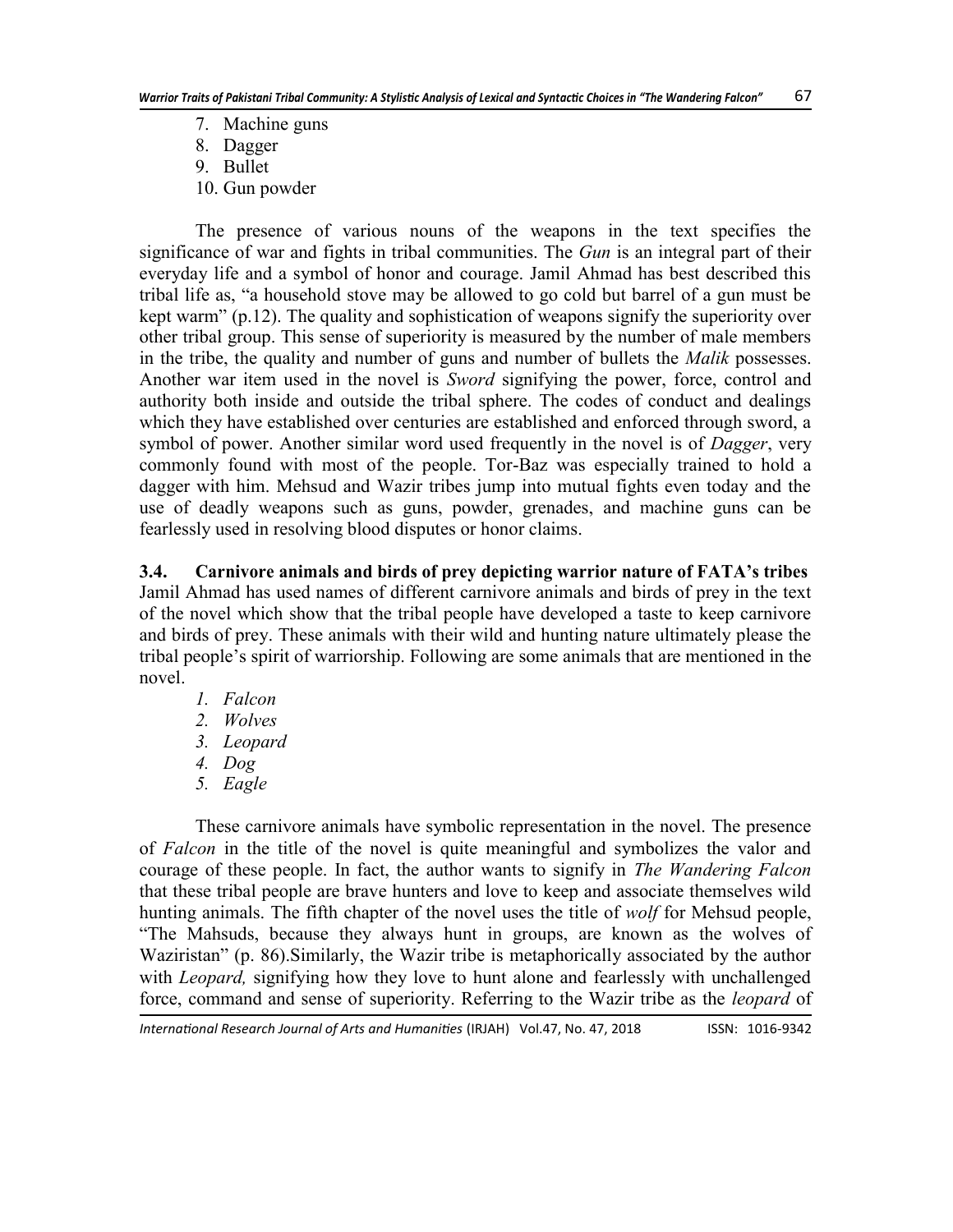7. Machine guns
8. Dagger
9. Bullet
10. Gun powder

The presence of various nouns of the weapons in the text specifies the significance of war and fights in tribal communities. The *Gun* is an integral part of their everyday life and a symbol of honor and courage. Jamil Ahmad has best described this tribal life as, "a household stove may be allowed to go cold but barrel of a gun must be kept warm" (p.12). The quality and sophistication of weapons signify the superiority over other tribal group. This sense of superiority is measured by the number of male members in the tribe, the quality and number of guns and number of bullets the *Malik* possesses. Another war item used in the novel is *Sword* signifying the power, force, control and authority both inside and outside the tribal sphere. The codes of conduct and dealings which they have established over centuries are established and enforced through sword, a symbol of power. Another similar word used frequently in the novel is of *Dagger*, very commonly found with most of the people. Tor-Baz was especially trained to hold a dagger with him. Mehsud and Wazir tribes jump into mutual fights even today and the use of deadly weapons such as guns, powder, grenades, and machine guns can be fearlessly used in resolving blood disputes or honor claims.

### 3.4. Carnivore animals and birds of prey depicting warrior nature of FATA's tribes

Jamil Ahmad has used names of different carnivore animals and birds of prey in the text of the novel which show that the tribal people have developed a taste to keep carnivore and birds of prey. These animals with their wild and hunting nature ultimately please the tribal people's spirit of warriorship. Following are some animals that are mentioned in the novel.

1. *Falcon*
2. *Wolves*
3. *Leopard*
4. *Dog*
5. *Eagle*

These carnivore animals have symbolic representation in the novel. The presence of *Falcon* in the title of the novel is quite meaningful and symbolizes the valor and courage of these people. In fact, the author wants to signify in *The Wandering Falcon* that these tribal people are brave hunters and love to keep and associate themselves wild hunting animals. The fifth chapter of the novel uses the title of *wolf* for Mehsud people, "The Mahsuds, because they always hunt in groups, are known as the wolves of Waziristan" (p. 86).Similarly, the Wazir tribe is metaphorically associated by the author with *Leopard,* signifying how they love to hunt alone and fearlessly with unchallenged force, command and sense of superiority. Referring to the Wazir tribe as the *leopard* of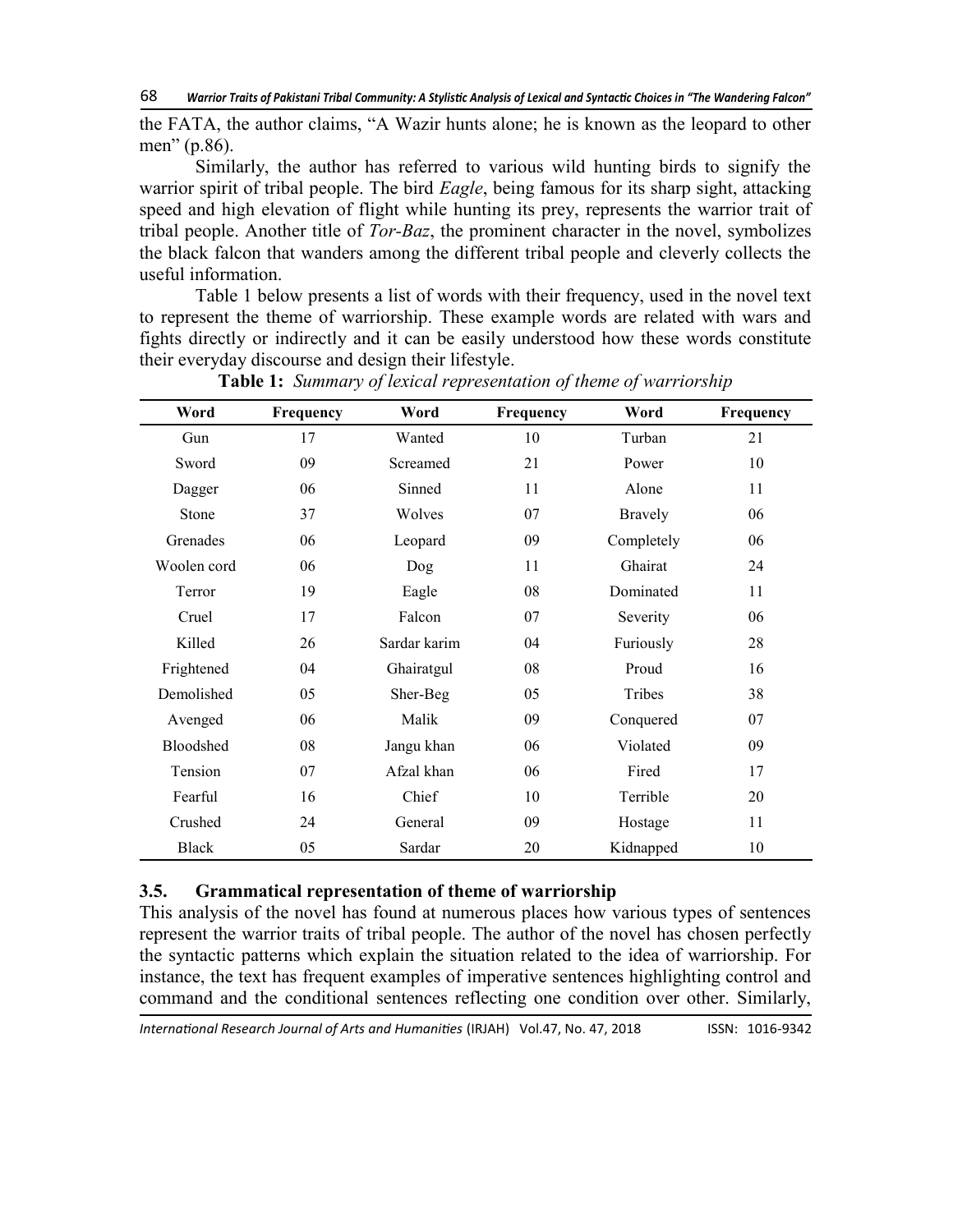the FATA, the author claims, "A Wazir hunts alone; he is known as the leopard to other men" (p.86).

Similarly, the author has referred to various wild hunting birds to signify the warrior spirit of tribal people. The bird *Eagle*, being famous for its sharp sight, attacking speed and high elevation of flight while hunting its prey, represents the warrior trait of tribal people. Another title of *Tor-Baz*, the prominent character in the novel, symbolizes the black falcon that wanders among the different tribal people and cleverly collects the useful information.

Table 1 below presents a list of words with their frequency, used in the novel text to represent the theme of warriorship. These example words are related with wars and fights directly or indirectly and it can be easily understood how these words constitute their everyday discourse and design their lifestyle.

**Table 1:** *Summary of lexical representation of theme of warriorship*

| Word | Frequency | Word | Frequency | Word | Frequency |
|---|---|---|---|---|---|
| Gun | 17 | Wanted | 10 | Turban | 21 |
| Sword | 09 | Screamed | 21 | Power | 10 |
| Dagger | 06 | Sinned | 11 | Alone | 11 |
| Stone | 37 | Wolves | 07 | Bravely | 06 |
| Grenades | 06 | Leopard | 09 | Completely | 06 |
| Woolen cord | 06 | Dog | 11 | Ghairat | 24 |
| Terror | 19 | Eagle | 08 | Dominated | 11 |
| Cruel | 17 | Falcon | 07 | Severity | 06 |
| Killed | 26 | Sardar karim | 04 | Furiously | 28 |
| Frightened | 04 | Ghairatgul | 08 | Proud | 16 |
| Demolished | 05 | Sher-Beg | 05 | Tribes | 38 |
| Avenged | 06 | Malik | 09 | Conquered | 07 |
| Bloodshed | 08 | Jangu khan | 06 | Violated | 09 |
| Tension | 07 | Afzal khan | 06 | Fired | 17 |
| Fearful | 16 | Chief | 10 | Terrible | 20 |
| Crushed | 24 | General | 09 | Hostage | 11 |
| Black | 05 | Sardar | 20 | Kidnapped | 10 |

### 3.5. Grammatical representation of theme of warriorship

This analysis of the novel has found at numerous places how various types of sentences represent the warrior traits of tribal people. The author of the novel has chosen perfectly the syntactic patterns which explain the situation related to the idea of warriorship. For instance, the text has frequent examples of imperative sentences highlighting control and command and the conditional sentences reflecting one condition over other. Similarly,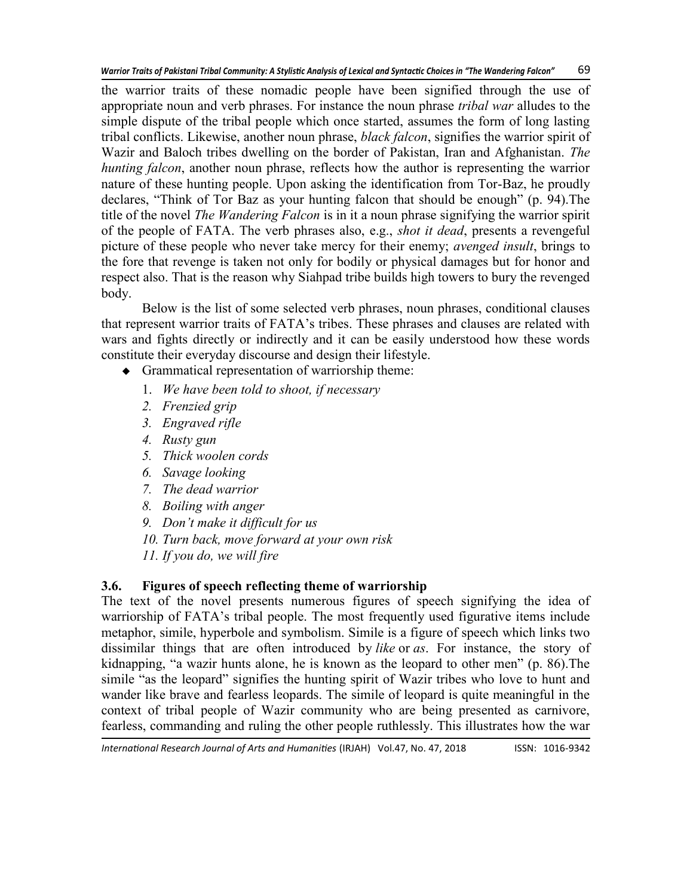the warrior traits of these nomadic people have been signified through the use of appropriate noun and verb phrases. For instance the noun phrase *tribal war* alludes to the simple dispute of the tribal people which once started, assumes the form of long lasting tribal conflicts. Likewise, another noun phrase, *black falcon*, signifies the warrior spirit of Wazir and Baloch tribes dwelling on the border of Pakistan, Iran and Afghanistan. *The hunting falcon*, another noun phrase, reflects how the author is representing the warrior nature of these hunting people. Upon asking the identification from Tor-Baz, he proudly declares, "Think of Tor Baz as your hunting falcon that should be enough" (p. 94).The title of the novel *The Wandering Falcon* is in it a noun phrase signifying the warrior spirit of the people of FATA. The verb phrases also, e.g., *shot it dead*, presents a revengeful picture of these people who never take mercy for their enemy; *avenged insult*, brings to the fore that revenge is taken not only for bodily or physical damages but for honor and respect also. That is the reason why Siahpad tribe builds high towers to bury the revenged body.

Below is the list of some selected verb phrases, noun phrases, conditional clauses that represent warrior traits of FATA's tribes. These phrases and clauses are related with wars and fights directly or indirectly and it can be easily understood how these words constitute their everyday discourse and design their lifestyle.

- Grammatical representation of warriorship theme:
  1. *We have been told to shoot, if necessary*
  2. *Frenzied grip*
  3. *Engraved rifle*
  4. *Rusty gun*
  5. *Thick woolen cords*
  6. *Savage looking*
  7. *The dead warrior*
  8. *Boiling with anger*
  9. *Don't make it difficult for us*
  10. *Turn back, move forward at your own risk*
  11. *If you do, we will fire*

### 3.6. Figures of speech reflecting theme of warriorship

The text of the novel presents numerous figures of speech signifying the idea of warriorship of FATA's tribal people. The most frequently used figurative items include metaphor, simile, hyperbole and symbolism. Simile is a figure of speech which links two dissimilar things that are often introduced by *like* or *as*. For instance, the story of kidnapping, "a wazir hunts alone, he is known as the leopard to other men" (p. 86).The simile "as the leopard" signifies the hunting spirit of Wazir tribes who love to hunt and wander like brave and fearless leopards. The simile of leopard is quite meaningful in the context of tribal people of Wazir community who are being presented as carnivore, fearless, commanding and ruling the other people ruthlessly. This illustrates how the war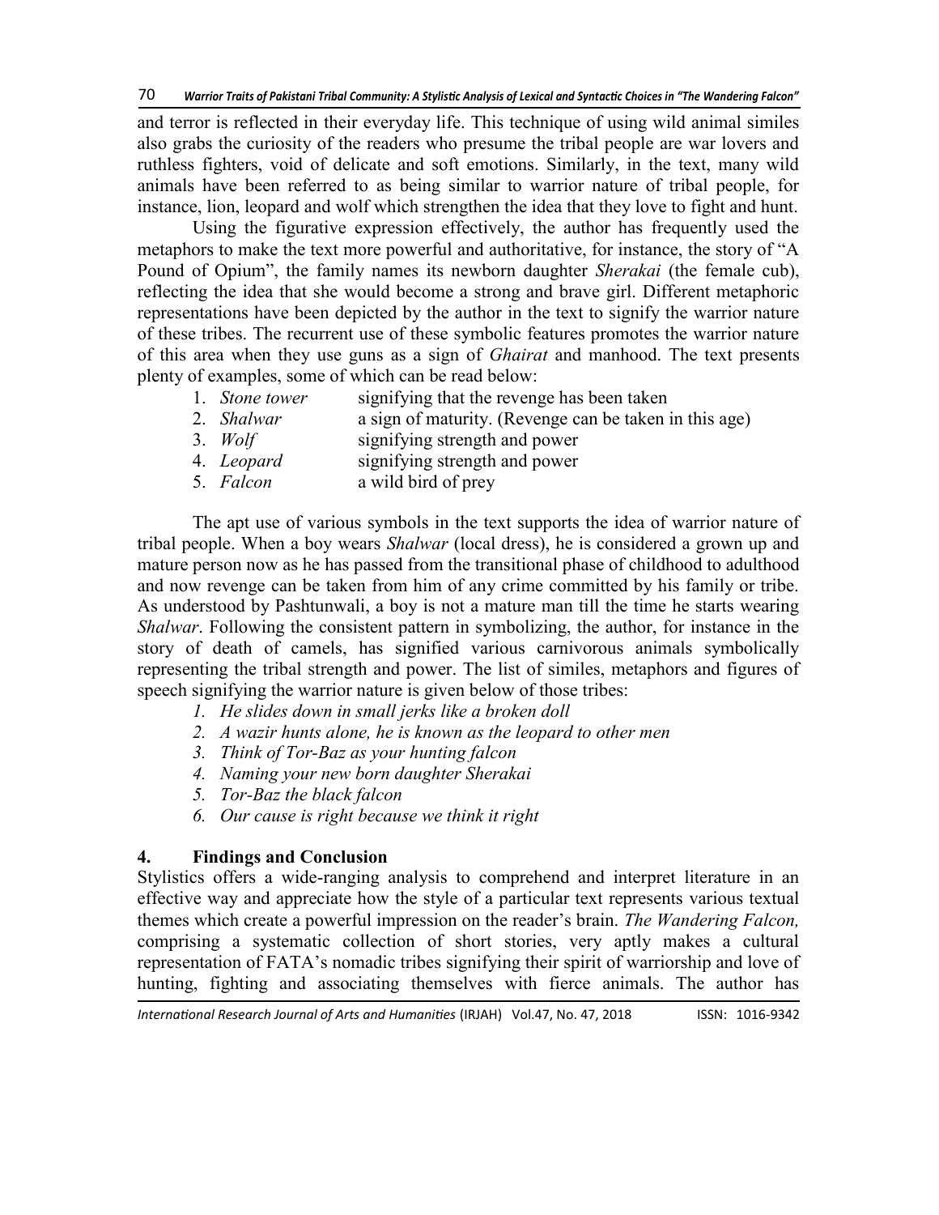and terror is reflected in their everyday life. This technique of using wild animal similes also grabs the curiosity of the readers who presume the tribal people are war lovers and ruthless fighters, void of delicate and soft emotions. Similarly, in the text, many wild animals have been referred to as being similar to warrior nature of tribal people, for instance, lion, leopard and wolf which strengthen the idea that they love to fight and hunt.

Using the figurative expression effectively, the author has frequently used the metaphors to make the text more powerful and authoritative, for instance, the story of "A Pound of Opium", the family names its newborn daughter *Sherakai* (the female cub), reflecting the idea that she would become a strong and brave girl. Different metaphoric representations have been depicted by the author in the text to signify the warrior nature of these tribes. The recurrent use of these symbolic features promotes the warrior nature of this area when they use guns as a sign of *Ghairat* and manhood. The text presents plenty of examples, some of which can be read below:

1. *Stone tower* signifying that the revenge has been taken
2. *Shalwar* a sign of maturity. (Revenge can be taken in this age)
3. *Wolf* signifying strength and power
4. *Leopard* signifying strength and power
5. *Falcon* a wild bird of prey

The apt use of various symbols in the text supports the idea of warrior nature of tribal people. When a boy wears *Shalwar* (local dress), he is considered a grown up and mature person now as he has passed from the transitional phase of childhood to adulthood and now revenge can be taken from him of any crime committed by his family or tribe. As understood by Pashtunwali, a boy is not a mature man till the time he starts wearing *Shalwar*. Following the consistent pattern in symbolizing, the author, for instance in the story of death of camels, has signified various carnivorous animals symbolically representing the tribal strength and power. The list of similes, metaphors and figures of speech signifying the warrior nature is given below of those tribes:

1. *He slides down in small jerks like a broken doll*
2. *A wazir hunts alone, he is known as the leopard to other men*
3. *Think of Tor-Baz as your hunting falcon*
4. *Naming your new born daughter Sherakai*
5. *Tor-Baz the black falcon*
6. *Our cause is right because we think it right*

## 4. Findings and Conclusion

Stylistics offers a wide-ranging analysis to comprehend and interpret literature in an effective way and appreciate how the style of a particular text represents various textual themes which create a powerful impression on the reader's brain. *The Wandering Falcon,* comprising a systematic collection of short stories, very aptly makes a cultural representation of FATA's nomadic tribes signifying their spirit of warriorship and love of hunting, fighting and associating themselves with fierce animals. The author has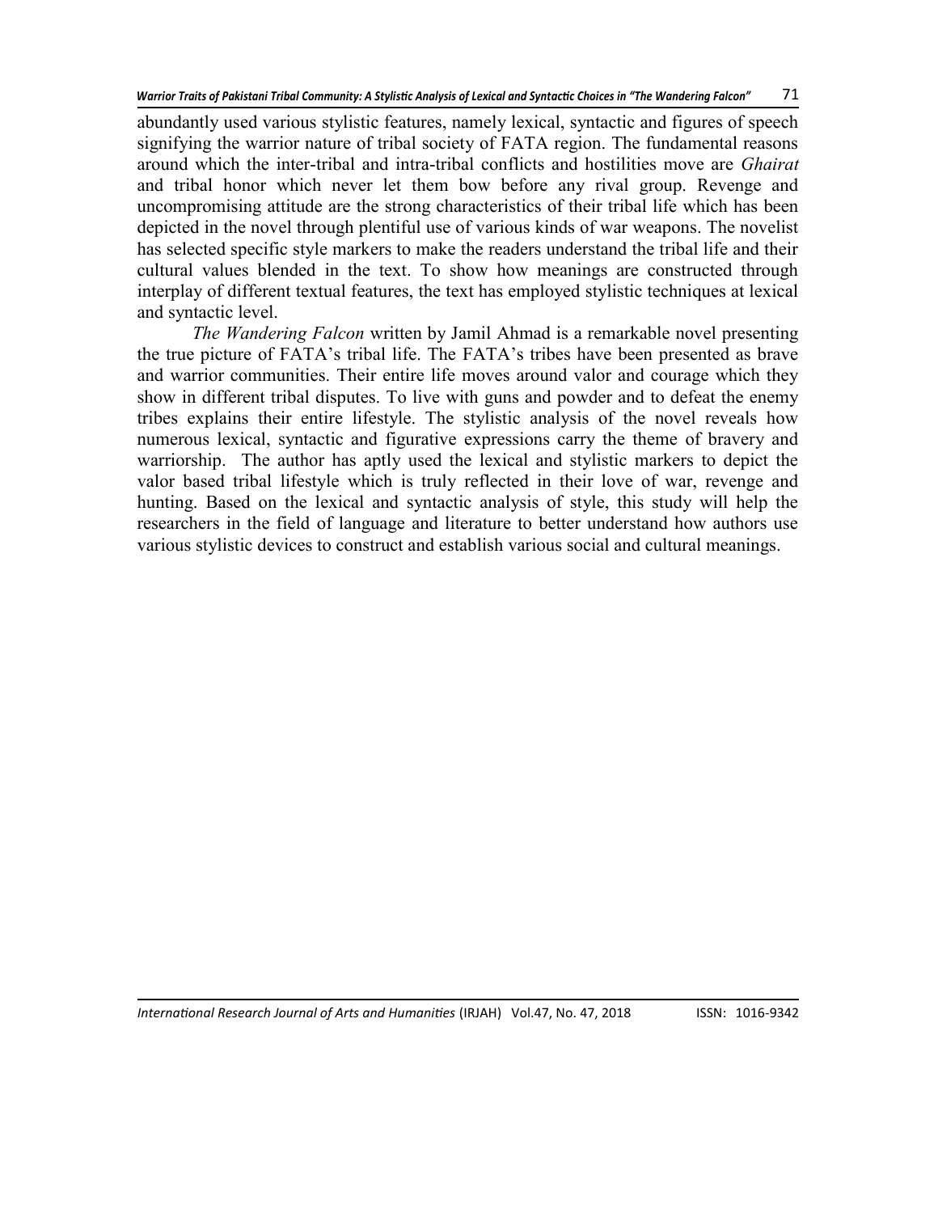abundantly used various stylistic features, namely lexical, syntactic and figures of speech signifying the warrior nature of tribal society of FATA region. The fundamental reasons around which the inter-tribal and intra-tribal conflicts and hostilities move are *Ghairat* and tribal honor which never let them bow before any rival group. Revenge and uncompromising attitude are the strong characteristics of their tribal life which has been depicted in the novel through plentiful use of various kinds of war weapons. The novelist has selected specific style markers to make the readers understand the tribal life and their cultural values blended in the text. To show how meanings are constructed through interplay of different textual features, the text has employed stylistic techniques at lexical and syntactic level.

*The Wandering Falcon* written by Jamil Ahmad is a remarkable novel presenting the true picture of FATA's tribal life. The FATA's tribes have been presented as brave and warrior communities. Their entire life moves around valor and courage which they show in different tribal disputes. To live with guns and powder and to defeat the enemy tribes explains their entire lifestyle. The stylistic analysis of the novel reveals how numerous lexical, syntactic and figurative expressions carry the theme of bravery and warriorship. The author has aptly used the lexical and stylistic markers to depict the valor based tribal lifestyle which is truly reflected in their love of war, revenge and hunting. Based on the lexical and syntactic analysis of style, this study will help the researchers in the field of language and literature to better understand how authors use various stylistic devices to construct and establish various social and cultural meanings.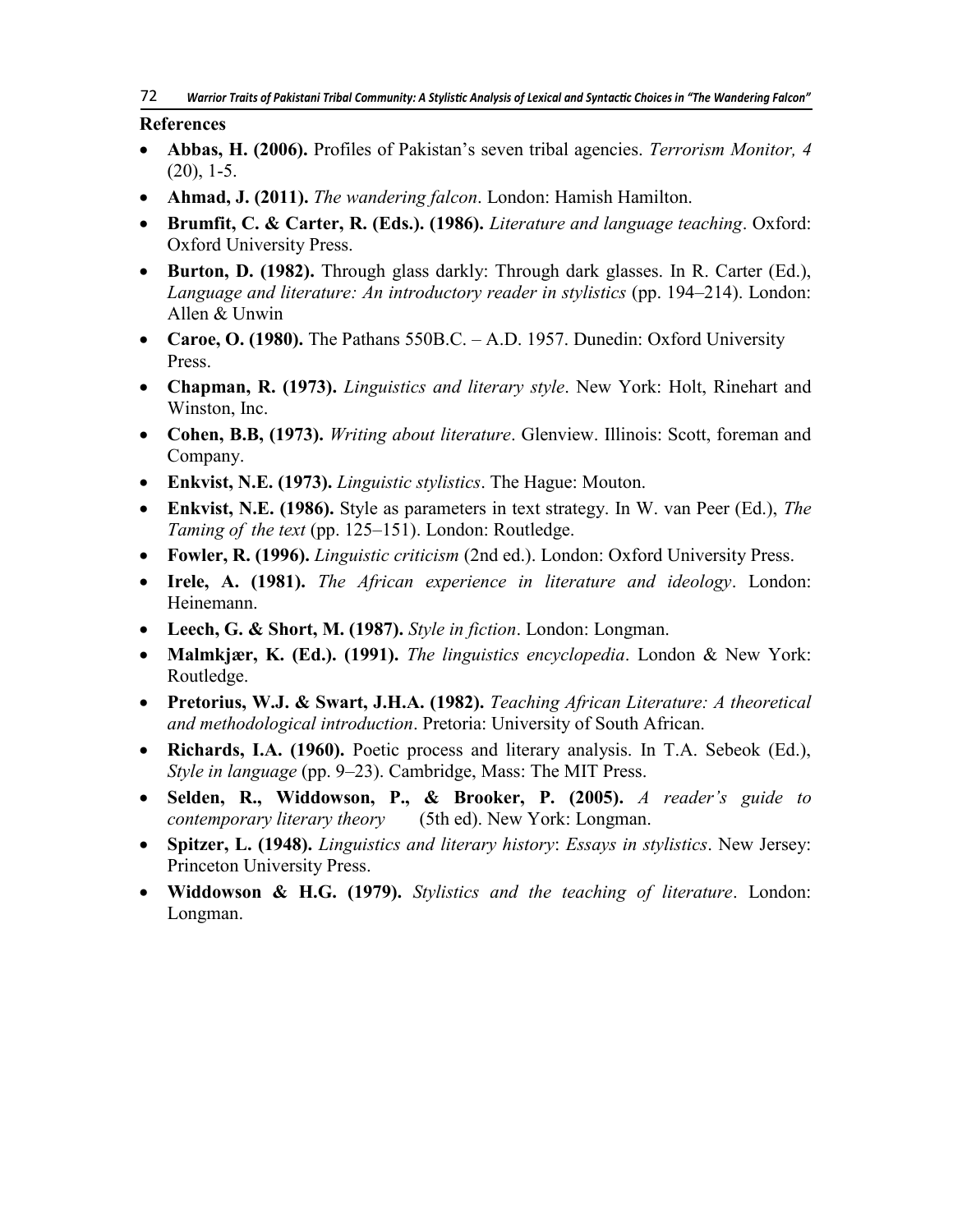## References

- **Abbas, H. (2006).** Profiles of Pakistan's seven tribal agencies. *Terrorism Monitor, 4* (20), 1-5.
- **Ahmad, J. (2011).** *The wandering falcon*. London: Hamish Hamilton.
- **Brumfit, C. & Carter, R. (Eds.). (1986).** *Literature and language teaching*. Oxford: Oxford University Press.
- **Burton, D. (1982).** Through glass darkly: Through dark glasses. In R. Carter (Ed.), *Language and literature: An introductory reader in stylistics* (pp. 194–214). London: Allen & Unwin
- **Caroe, O. (1980).** The Pathans 550B.C. – A.D. 1957. Dunedin: Oxford University Press.
- **Chapman, R. (1973).** *Linguistics and literary style*. New York: Holt, Rinehart and Winston, Inc.
- **Cohen, B.B, (1973).** *Writing about literature*. Glenview. Illinois: Scott, foreman and Company.
- **Enkvist, N.E. (1973).** *Linguistic stylistics*. The Hague: Mouton.
- **Enkvist, N.E. (1986).** Style as parameters in text strategy. In W. van Peer (Ed.), *The Taming of the text* (pp. 125–151). London: Routledge.
- **Fowler, R. (1996).** *Linguistic criticism* (2nd ed.). London: Oxford University Press.
- **Irele, A. (1981).** *The African experience in literature and ideology*. London: Heinemann.
- **Leech, G. & Short, M. (1987).** *Style in fiction*. London: Longman.
- **Malmkjær, K. (Ed.). (1991).** *The linguistics encyclopedia*. London & New York: Routledge.
- **Pretorius, W.J. & Swart, J.H.A. (1982).** *Teaching African Literature: A theoretical and methodological introduction*. Pretoria: University of South African.
- **Richards, I.A. (1960).** Poetic process and literary analysis. In T.A. Sebeok (Ed.), *Style in language* (pp. 9–23). Cambridge, Mass: The MIT Press.
- **Selden, R., Widdowson, P., & Brooker, P. (2005).** *A reader's guide to contemporary literary theory* (5th ed). New York: Longman.
- **Spitzer, L. (1948).** *Linguistics and literary history*: *Essays in stylistics*. New Jersey: Princeton University Press.
- **Widdowson & H.G. (1979).** *Stylistics and the teaching of literature*. London: Longman.